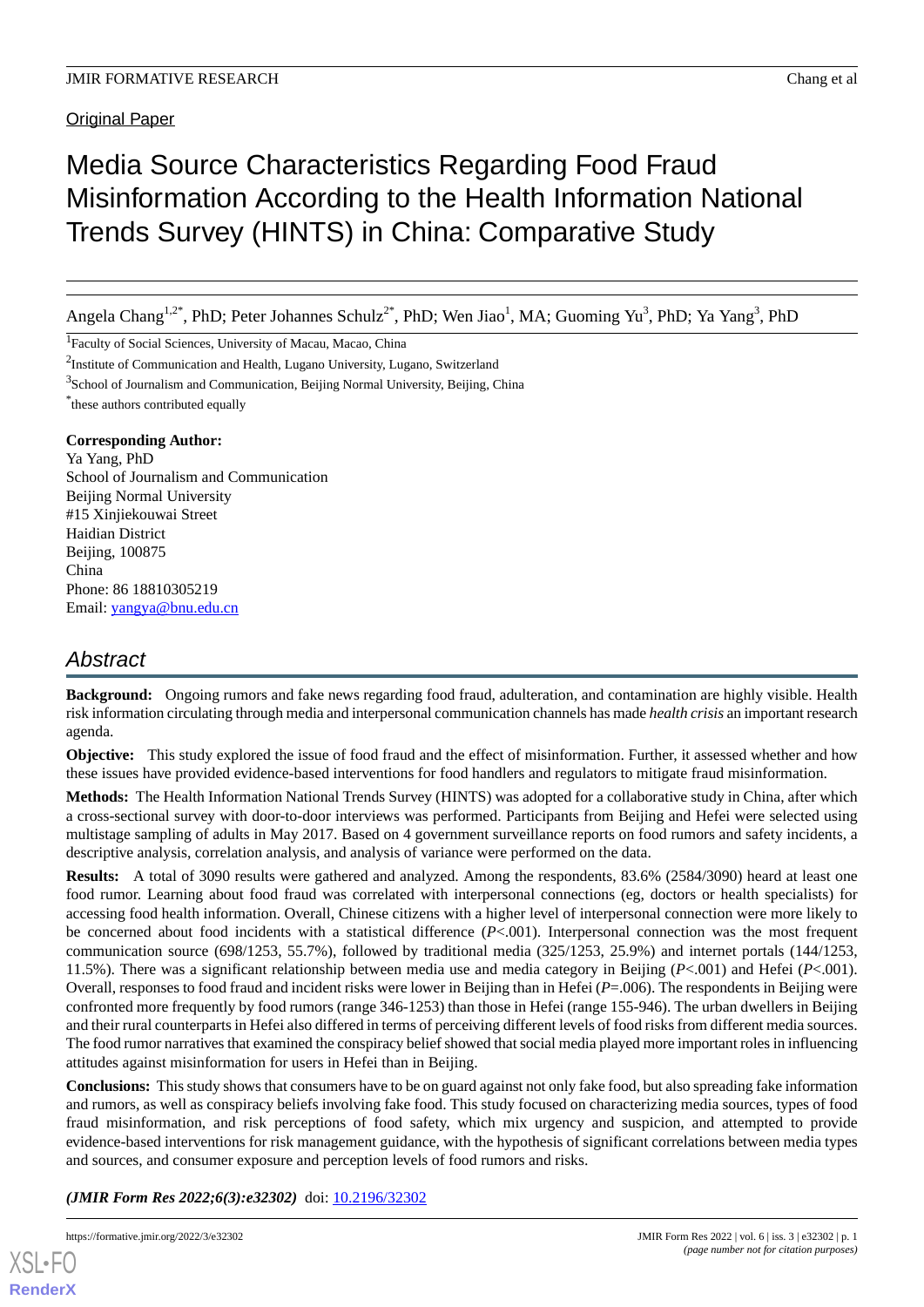Original Paper

# Media Source Characteristics Regarding Food Fraud Misinformation According to the Health Information National Trends Survey (HINTS) in China: Comparative Study

Angela Chang[1,2*], PhD; Peter Johannes Schulz[2*], PhD; Wen Jiao[1], MA; Guoming Yu[3], PhD; Ya Yang[3], PhD

[1]Faculty of Social Sciences, University of Macau, Macao, China

[2]Institute of Communication and Health, Lugano University, Lugano, Switzerland

[3]School of Journalism and Communication, Beijing Normal University, Beijing, China

[*]these authors contributed equally

**Corresponding Author:**
Ya Yang, PhD
School of Journalism and Communication
Beijing Normal University
#15 Xinjiekouwai Street
Haidian District
Beijing, 100875
China
Phone: 86 18810305219
Email: yangya@bnu.edu.cn

## Abstract

**Background:** Ongoing rumors and fake news regarding food fraud, adulteration, and contamination are highly visible. Health risk information circulating through media and interpersonal communication channels has made *health crisis* an important research agenda.

**Objective:** This study explored the issue of food fraud and the effect of misinformation. Further, it assessed whether and how these issues have provided evidence-based interventions for food handlers and regulators to mitigate fraud misinformation.

**Methods:** The Health Information National Trends Survey (HINTS) was adopted for a collaborative study in China, after which a cross-sectional survey with door-to-door interviews was performed. Participants from Beijing and Hefei were selected using multistage sampling of adults in May 2017. Based on 4 government surveillance reports on food rumors and safety incidents, a descriptive analysis, correlation analysis, and analysis of variance were performed on the data.

**Results:** A total of 3090 results were gathered and analyzed. Among the respondents, 83.6% (2584/3090) heard at least one food rumor. Learning about food fraud was correlated with interpersonal connections (eg, doctors or health specialists) for accessing food health information. Overall, Chinese citizens with a higher level of interpersonal connection were more likely to be concerned about food incidents with a statistical difference ($P$<.001). Interpersonal connection was the most frequent communication source (698/1253, 55.7%), followed by traditional media (325/1253, 25.9%) and internet portals (144/1253, 11.5%). There was a significant relationship between media use and media category in Beijing ($P$<.001) and Hefei ($P$<.001). Overall, responses to food fraud and incident risks were lower in Beijing than in Hefei ($P$=.006). The respondents in Beijing were confronted more frequently by food rumors (range 346-1253) than those in Hefei (range 155-946). The urban dwellers in Beijing and their rural counterparts in Hefei also differed in terms of perceiving different levels of food risks from different media sources. The food rumor narratives that examined the conspiracy belief showed that social media played more important roles in influencing attitudes against misinformation for users in Hefei than in Beijing.

**Conclusions:** This study shows that consumers have to be on guard against not only fake food, but also spreading fake information and rumors, as well as conspiracy beliefs involving fake food. This study focused on characterizing media sources, types of food fraud misinformation, and risk perceptions of food safety, which mix urgency and suspicion, and attempted to provide evidence-based interventions for risk management guidance, with the hypothesis of significant correlations between media types and sources, and consumer exposure and perception levels of food rumors and risks.

***(JMIR Form Res 2022;6(3):e32302)*** doi: 10.2196/32302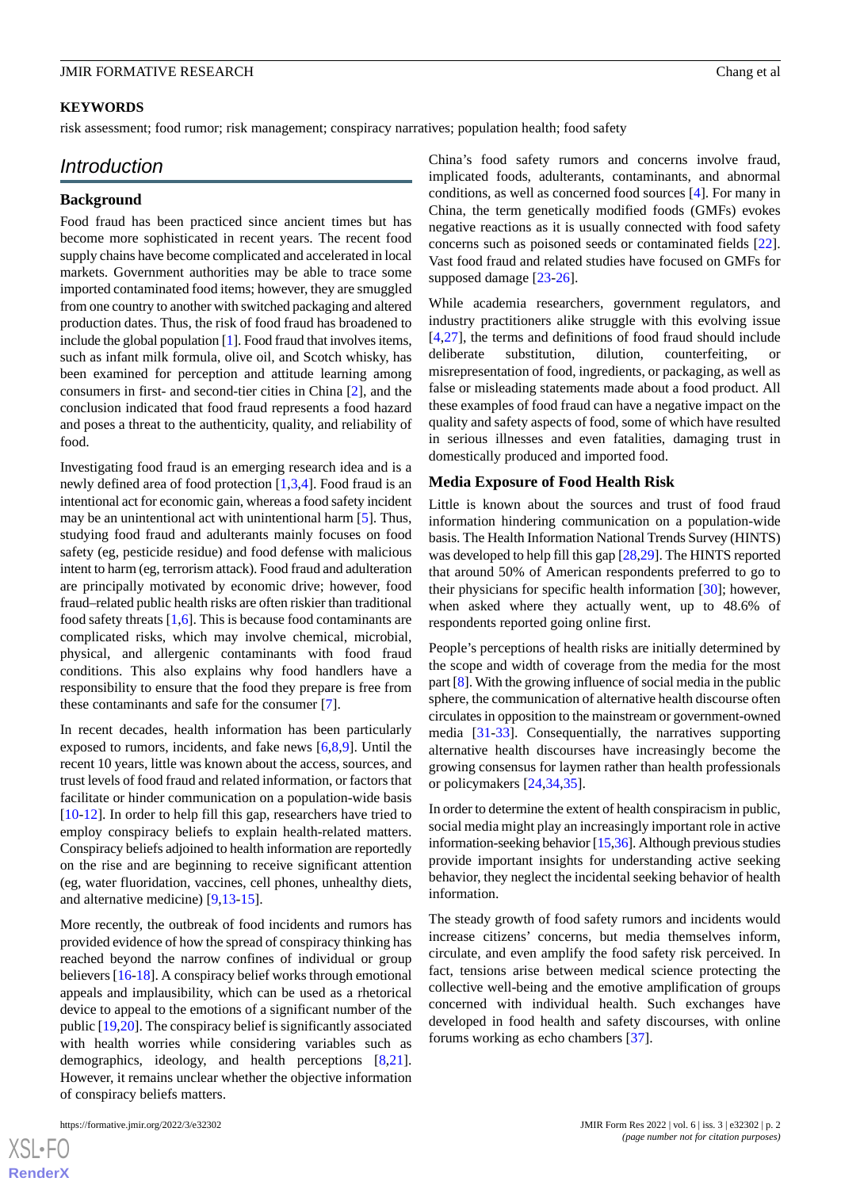**KEYWORDS**

risk assessment; food rumor; risk management; conspiracy narratives; population health; food safety

## Introduction

### Background

Food fraud has been practiced since ancient times but has become more sophisticated in recent years. The recent food supply chains have become complicated and accelerated in local markets. Government authorities may be able to trace some imported contaminated food items; however, they are smuggled from one country to another with switched packaging and altered production dates. Thus, the risk of food fraud has broadened to include the global population [1]. Food fraud that involves items, such as infant milk formula, olive oil, and Scotch whisky, has been examined for perception and attitude learning among consumers in first- and second-tier cities in China [2], and the conclusion indicated that food fraud represents a food hazard and poses a threat to the authenticity, quality, and reliability of food.

Investigating food fraud is an emerging research idea and is a newly defined area of food protection [1,3,4]. Food fraud is an intentional act for economic gain, whereas a food safety incident may be an unintentional act with unintentional harm [5]. Thus, studying food fraud and adulterants mainly focuses on food safety (eg, pesticide residue) and food defense with malicious intent to harm (eg, terrorism attack). Food fraud and adulteration are principally motivated by economic drive; however, food fraud–related public health risks are often riskier than traditional food safety threats [1,6]. This is because food contaminants are complicated risks, which may involve chemical, microbial, physical, and allergenic contaminants with food fraud conditions. This also explains why food handlers have a responsibility to ensure that the food they prepare is free from these contaminants and safe for the consumer [7].

In recent decades, health information has been particularly exposed to rumors, incidents, and fake news [6,8,9]. Until the recent 10 years, little was known about the access, sources, and trust levels of food fraud and related information, or factors that facilitate or hinder communication on a population-wide basis [10-12]. In order to help fill this gap, researchers have tried to employ conspiracy beliefs to explain health-related matters. Conspiracy beliefs adjoined to health information are reportedly on the rise and are beginning to receive significant attention (eg, water fluoridation, vaccines, cell phones, unhealthy diets, and alternative medicine) [9,13-15].

More recently, the outbreak of food incidents and rumors has provided evidence of how the spread of conspiracy thinking has reached beyond the narrow confines of individual or group believers [16-18]. A conspiracy belief works through emotional appeals and implausibility, which can be used as a rhetorical device to appeal to the emotions of a significant number of the public [19,20]. The conspiracy belief is significantly associated with health worries while considering variables such as demographics, ideology, and health perceptions [8,21]. However, it remains unclear whether the objective information of conspiracy beliefs matters.

China's food safety rumors and concerns involve fraud, implicated foods, adulterants, contaminants, and abnormal conditions, as well as concerned food sources [4]. For many in China, the term genetically modified foods (GMFs) evokes negative reactions as it is usually connected with food safety concerns such as poisoned seeds or contaminated fields [22]. Vast food fraud and related studies have focused on GMFs for supposed damage [23-26].

While academia researchers, government regulators, and industry practitioners alike struggle with this evolving issue [4,27], the terms and definitions of food fraud should include deliberate substitution, dilution, counterfeiting, or misrepresentation of food, ingredients, or packaging, as well as false or misleading statements made about a food product. All these examples of food fraud can have a negative impact on the quality and safety aspects of food, some of which have resulted in serious illnesses and even fatalities, damaging trust in domestically produced and imported food.

### Media Exposure of Food Health Risk

Little is known about the sources and trust of food fraud information hindering communication on a population-wide basis. The Health Information National Trends Survey (HINTS) was developed to help fill this gap [28,29]. The HINTS reported that around 50% of American respondents preferred to go to their physicians for specific health information [30]; however, when asked where they actually went, up to 48.6% of respondents reported going online first.

People's perceptions of health risks are initially determined by the scope and width of coverage from the media for the most part [8]. With the growing influence of social media in the public sphere, the communication of alternative health discourse often circulates in opposition to the mainstream or government-owned media [31-33]. Consequentially, the narratives supporting alternative health discourses have increasingly become the growing consensus for laymen rather than health professionals or policymakers [24,34,35].

In order to determine the extent of health conspiracism in public, social media might play an increasingly important role in active information-seeking behavior [15,36]. Although previous studies provide important insights for understanding active seeking behavior, they neglect the incidental seeking behavior of health information.

The steady growth of food safety rumors and incidents would increase citizens' concerns, but media themselves inform, circulate, and even amplify the food safety risk perceived. In fact, tensions arise between medical science protecting the collective well-being and the emotive amplification of groups concerned with individual health. Such exchanges have developed in food health and safety discourses, with online forums working as echo chambers [37].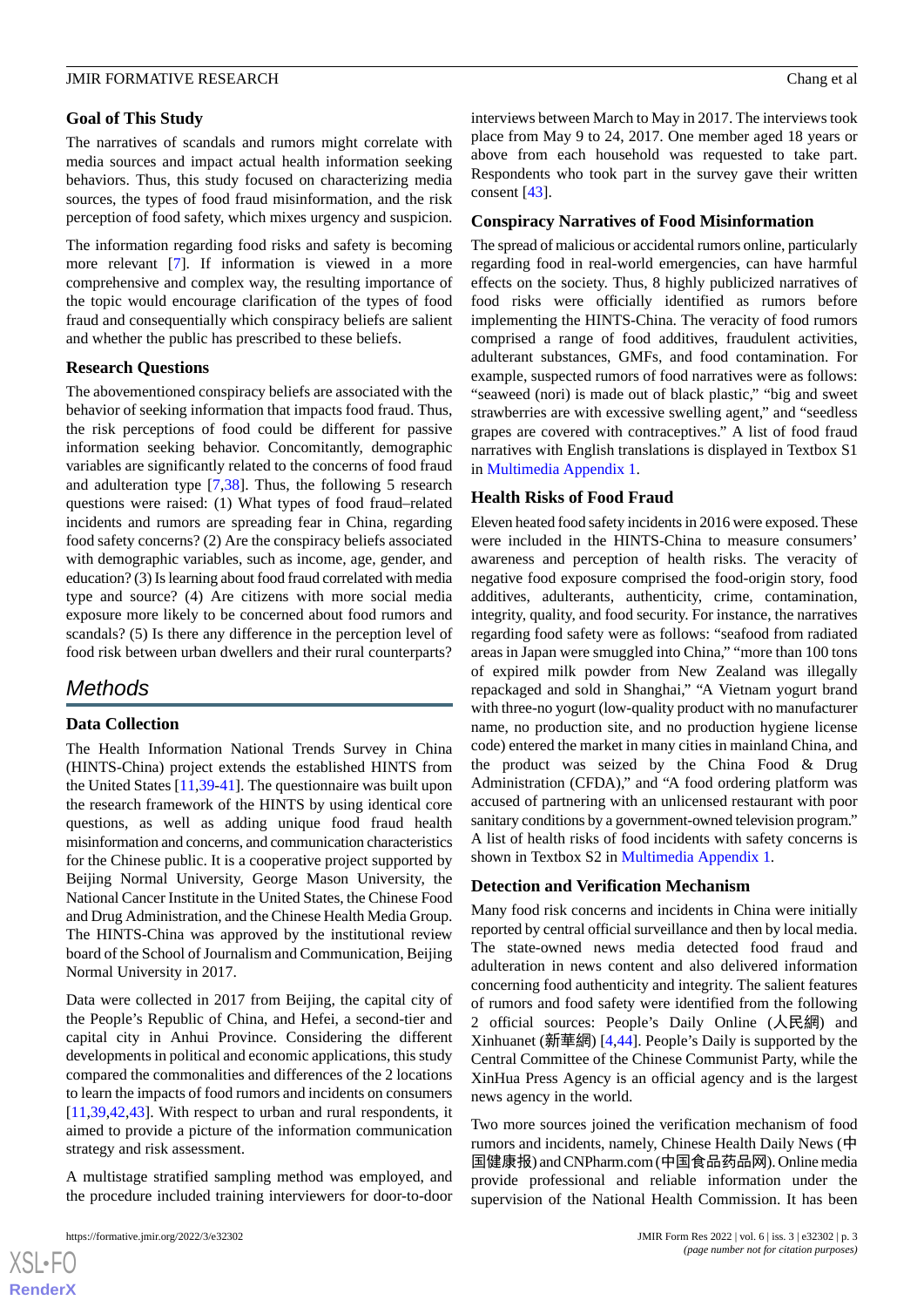### Goal of This Study

The narratives of scandals and rumors might correlate with media sources and impact actual health information seeking behaviors. Thus, this study focused on characterizing media sources, the types of food fraud misinformation, and the risk perception of food safety, which mixes urgency and suspicion.

The information regarding food risks and safety is becoming more relevant [7]. If information is viewed in a more comprehensive and complex way, the resulting importance of the topic would encourage clarification of the types of food fraud and consequentially which conspiracy beliefs are salient and whether the public has prescribed to these beliefs.

### Research Questions

The abovementioned conspiracy beliefs are associated with the behavior of seeking information that impacts food fraud. Thus, the risk perceptions of food could be different for passive information seeking behavior. Concomitantly, demographic variables are significantly related to the concerns of food fraud and adulteration type [7,38]. Thus, the following 5 research questions were raised: (1) What types of food fraud–related incidents and rumors are spreading fear in China, regarding food safety concerns? (2) Are the conspiracy beliefs associated with demographic variables, such as income, age, gender, and education? (3) Is learning about food fraud correlated with media type and source? (4) Are citizens with more social media exposure more likely to be concerned about food rumors and scandals? (5) Is there any difference in the perception level of food risk between urban dwellers and their rural counterparts?

## Methods

### Data Collection

The Health Information National Trends Survey in China (HINTS-China) project extends the established HINTS from the United States [11,39-41]. The questionnaire was built upon the research framework of the HINTS by using identical core questions, as well as adding unique food fraud health misinformation and concerns, and communication characteristics for the Chinese public. It is a cooperative project supported by Beijing Normal University, George Mason University, the National Cancer Institute in the United States, the Chinese Food and Drug Administration, and the Chinese Health Media Group. The HINTS-China was approved by the institutional review board of the School of Journalism and Communication, Beijing Normal University in 2017.

Data were collected in 2017 from Beijing, the capital city of the People's Republic of China, and Hefei, a second-tier and capital city in Anhui Province. Considering the different developments in political and economic applications, this study compared the commonalities and differences of the 2 locations to learn the impacts of food rumors and incidents on consumers [11,39,42,43]. With respect to urban and rural respondents, it aimed to provide a picture of the information communication strategy and risk assessment.

A multistage stratified sampling method was employed, and the procedure included training interviewers for door-to-door interviews between March to May in 2017. The interviews took place from May 9 to 24, 2017. One member aged 18 years or above from each household was requested to take part. Respondents who took part in the survey gave their written consent [43].

### Conspiracy Narratives of Food Misinformation

The spread of malicious or accidental rumors online, particularly regarding food in real-world emergencies, can have harmful effects on the society. Thus, 8 highly publicized narratives of food risks were officially identified as rumors before implementing the HINTS-China. The veracity of food rumors comprised a range of food additives, fraudulent activities, adulterant substances, GMFs, and food contamination. For example, suspected rumors of food narratives were as follows: "seaweed (nori) is made out of black plastic," "big and sweet strawberries are with excessive swelling agent," and "seedless grapes are covered with contraceptives." A list of food fraud narratives with English translations is displayed in Textbox S1 in Multimedia Appendix 1.

### Health Risks of Food Fraud

Eleven heated food safety incidents in 2016 were exposed. These were included in the HINTS-China to measure consumers' awareness and perception of health risks. The veracity of negative food exposure comprised the food-origin story, food additives, adulterants, authenticity, crime, contamination, integrity, quality, and food security. For instance, the narratives regarding food safety were as follows: "seafood from radiated areas in Japan were smuggled into China," "more than 100 tons of expired milk powder from New Zealand was illegally repackaged and sold in Shanghai," "A Vietnam yogurt brand with three-no yogurt (low-quality product with no manufacturer name, no production site, and no production hygiene license code) entered the market in many cities in mainland China, and the product was seized by the China Food & Drug Administration (CFDA)," and "A food ordering platform was accused of partnering with an unlicensed restaurant with poor sanitary conditions by a government-owned television program." A list of health risks of food incidents with safety concerns is shown in Textbox S2 in Multimedia Appendix 1.

### Detection and Verification Mechanism

Many food risk concerns and incidents in China were initially reported by central official surveillance and then by local media. The state-owned news media detected food fraud and adulteration in news content and also delivered information concerning food authenticity and integrity. The salient features of rumors and food safety were identified from the following 2 official sources: People's Daily Online (人民網) and Xinhuanet (新華網) [4,44]. People's Daily is supported by the Central Committee of the Chinese Communist Party, while the XinHua Press Agency is an official agency and is the largest news agency in the world.

Two more sources joined the verification mechanism of food rumors and incidents, namely, Chinese Health Daily News (中国健康报) and CNPharm.com (中国食品药品网). Online media provide professional and reliable information under the supervision of the National Health Commission. It has been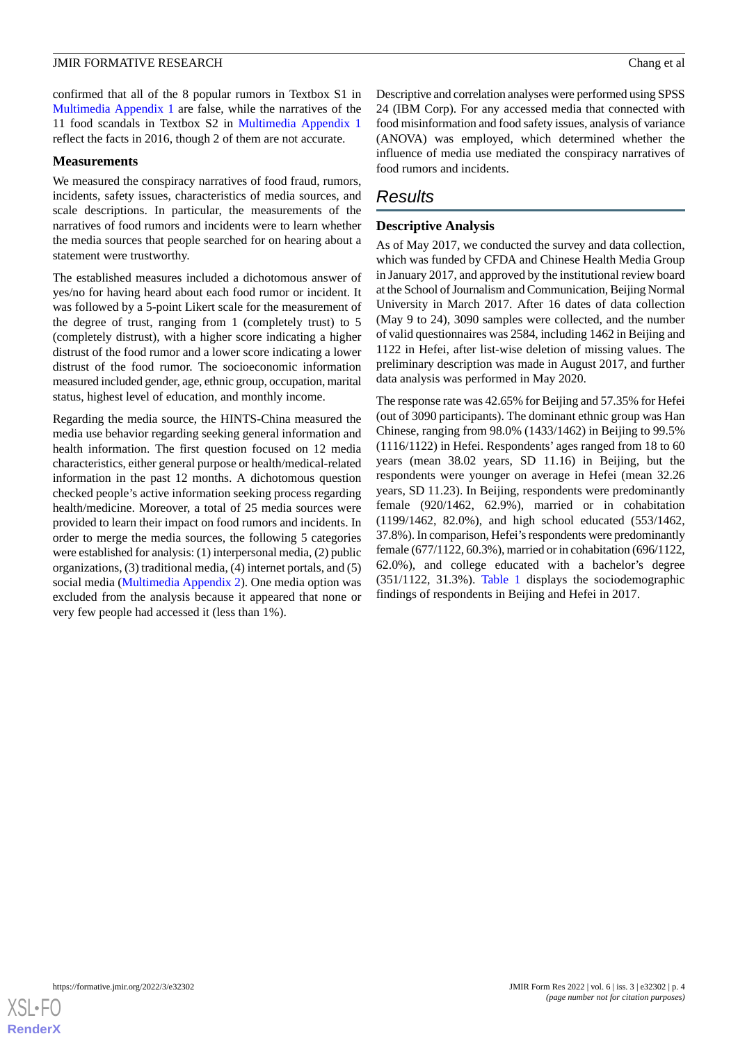confirmed that all of the 8 popular rumors in Textbox S1 in Multimedia Appendix 1 are false, while the narratives of the 11 food scandals in Textbox S2 in Multimedia Appendix 1 reflect the facts in 2016, though 2 of them are not accurate.

### Measurements

We measured the conspiracy narratives of food fraud, rumors, incidents, safety issues, characteristics of media sources, and scale descriptions. In particular, the measurements of the narratives of food rumors and incidents were to learn whether the media sources that people searched for on hearing about a statement were trustworthy.

The established measures included a dichotomous answer of yes/no for having heard about each food rumor or incident. It was followed by a 5-point Likert scale for the measurement of the degree of trust, ranging from 1 (completely trust) to 5 (completely distrust), with a higher score indicating a higher distrust of the food rumor and a lower score indicating a lower distrust of the food rumor. The socioeconomic information measured included gender, age, ethnic group, occupation, marital status, highest level of education, and monthly income.

Regarding the media source, the HINTS-China measured the media use behavior regarding seeking general information and health information. The first question focused on 12 media characteristics, either general purpose or health/medical-related information in the past 12 months. A dichotomous question checked people's active information seeking process regarding health/medicine. Moreover, a total of 25 media sources were provided to learn their impact on food rumors and incidents. In order to merge the media sources, the following 5 categories were established for analysis: (1) interpersonal media, (2) public organizations, (3) traditional media, (4) internet portals, and (5) social media (Multimedia Appendix 2). One media option was excluded from the analysis because it appeared that none or very few people had accessed it (less than 1%).

Descriptive and correlation analyses were performed using SPSS 24 (IBM Corp). For any accessed media that connected with food misinformation and food safety issues, analysis of variance (ANOVA) was employed, which determined whether the influence of media use mediated the conspiracy narratives of food rumors and incidents.

## Results

### Descriptive Analysis

As of May 2017, we conducted the survey and data collection, which was funded by CFDA and Chinese Health Media Group in January 2017, and approved by the institutional review board at the School of Journalism and Communication, Beijing Normal University in March 2017. After 16 dates of data collection (May 9 to 24), 3090 samples were collected, and the number of valid questionnaires was 2584, including 1462 in Beijing and 1122 in Hefei, after list-wise deletion of missing values. The preliminary description was made in August 2017, and further data analysis was performed in May 2020.

The response rate was 42.65% for Beijing and 57.35% for Hefei (out of 3090 participants). The dominant ethnic group was Han Chinese, ranging from 98.0% (1433/1462) in Beijing to 99.5% (1116/1122) in Hefei. Respondents' ages ranged from 18 to 60 years (mean 38.02 years, SD 11.16) in Beijing, but the respondents were younger on average in Hefei (mean 32.26 years, SD 11.23). In Beijing, respondents were predominantly female (920/1462, 62.9%), married or in cohabitation (1199/1462, 82.0%), and high school educated (553/1462, 37.8%). In comparison, Hefei's respondents were predominantly female (677/1122, 60.3%), married or in cohabitation (696/1122, 62.0%), and college educated with a bachelor's degree (351/1122, 31.3%). Table 1 displays the sociodemographic findings of respondents in Beijing and Hefei in 2017.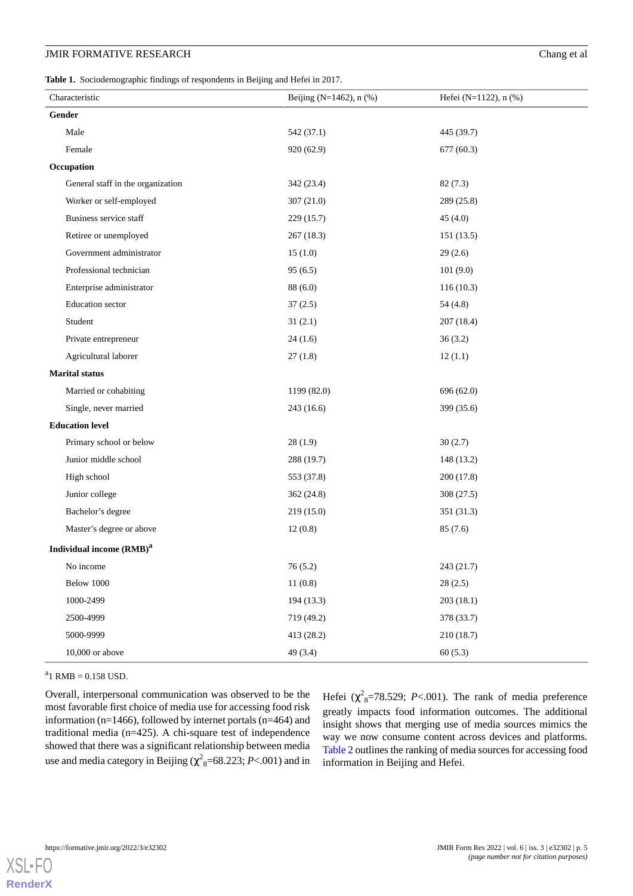**Table 1.** Sociodemographic findings of respondents in Beijing and Hefei in 2017.

| Characteristic | Beijing (N=1462), n (%) | Hefei (N=1122), n (%) |
|---|---|---|
| **Gender** | | |
| Male | 542 (37.1) | 445 (39.7) |
| Female | 920 (62.9) | 677 (60.3) |
| **Occupation** | | |
| General staff in the organization | 342 (23.4) | 82 (7.3) |
| Worker or self-employed | 307 (21.0) | 289 (25.8) |
| Business service staff | 229 (15.7) | 45 (4.0) |
| Retiree or unemployed | 267 (18.3) | 151 (13.5) |
| Government administrator | 15 (1.0) | 29 (2.6) |
| Professional technician | 95 (6.5) | 101 (9.0) |
| Enterprise administrator | 88 (6.0) | 116 (10.3) |
| Education sector | 37 (2.5) | 54 (4.8) |
| Student | 31 (2.1) | 207 (18.4) |
| Private entrepreneur | 24 (1.6) | 36 (3.2) |
| Agricultural laborer | 27 (1.8) | 12 (1.1) |
| **Marital status** | | |
| Married or cohabiting | 1199 (82.0) | 696 (62.0) |
| Single, never married | 243 (16.6) | 399 (35.6) |
| **Education level** | | |
| Primary school or below | 28 (1.9) | 30 (2.7) |
| Junior middle school | 288 (19.7) | 148 (13.2) |
| High school | 553 (37.8) | 200 (17.8) |
| Junior college | 362 (24.8) | 308 (27.5) |
| Bachelor's degree | 219 (15.0) | 351 (31.3) |
| Master's degree or above | 12 (0.8) | 85 (7.6) |
| **Individual income (RMB)[a]** | | |
| No income | 76 (5.2) | 243 (21.7) |
| Below 1000 | 11 (0.8) | 28 (2.5) |
| 1000-2499 | 194 (13.3) | 203 (18.1) |
| 2500-4999 | 719 (49.2) | 378 (33.7) |
| 5000-9999 | 413 (28.2) | 210 (18.7) |
| 10,000 or above | 49 (3.4) | 60 (5.3) |

[a]1 RMB = 0.158 USD.

Overall, interpersonal communication was observed to be the most favorable first choice of media use for accessing food risk information (n=1466), followed by internet portals (n=464) and traditional media (n=425). A chi-square test of independence showed that there was a significant relationship between media use and media category in Beijing ($\chi^2_8$=68.223; *P*<.001) and in Hefei ($\chi^2_8$=78.529; *P*<.001). The rank of media preference greatly impacts food information outcomes. The additional insight shows that merging use of media sources mimics the way we now consume content across devices and platforms. Table 2 outlines the ranking of media sources for accessing food information in Beijing and Hefei.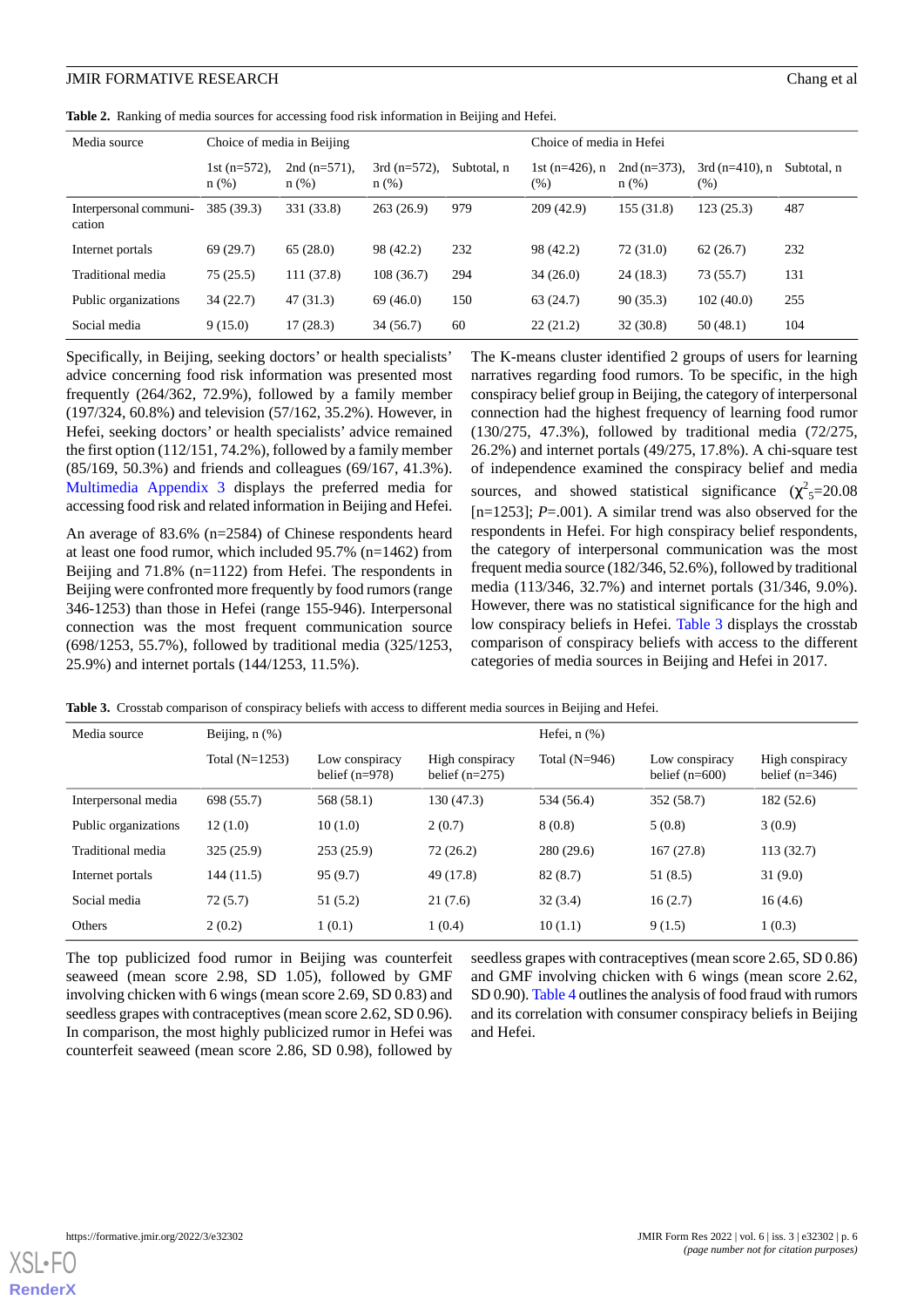**Table 2.** Ranking of media sources for accessing food risk information in Beijing and Hefei.

| Media source | Choice of media in Beijing | | | | Choice of media in Hefei | | | |
|---|---|---|---|---|---|---|---|---|
| | 1st (n=572), n (%) | 2nd (n=571), n (%) | 3rd (n=572), n (%) | Subtotal, n | 1st (n=426), n (%) | 2nd (n=373), n (%) | 3rd (n=410), n (%) | Subtotal, n |
| Interpersonal communication | 385 (39.3) | 331 (33.8) | 263 (26.9) | 979 | 209 (42.9) | 155 (31.8) | 123 (25.3) | 487 |
| Internet portals | 69 (29.7) | 65 (28.0) | 98 (42.2) | 232 | 98 (42.2) | 72 (31.0) | 62 (26.7) | 232 |
| Traditional media | 75 (25.5) | 111 (37.8) | 108 (36.7) | 294 | 34 (26.0) | 24 (18.3) | 73 (55.7) | 131 |
| Public organizations | 34 (22.7) | 47 (31.3) | 69 (46.0) | 150 | 63 (24.7) | 90 (35.3) | 102 (40.0) | 255 |
| Social media | 9 (15.0) | 17 (28.3) | 34 (56.7) | 60 | 22 (21.2) | 32 (30.8) | 50 (48.1) | 104 |

Specifically, in Beijing, seeking doctors' or health specialists' advice concerning food risk information was presented most frequently (264/362, 72.9%), followed by a family member (197/324, 60.8%) and television (57/162, 35.2%). However, in Hefei, seeking doctors' or health specialists' advice remained the first option (112/151, 74.2%), followed by a family member (85/169, 50.3%) and friends and colleagues (69/167, 41.3%). Multimedia Appendix 3 displays the preferred media for accessing food risk and related information in Beijing and Hefei.

An average of 83.6% (n=2584) of Chinese respondents heard at least one food rumor, which included 95.7% (n=1462) from Beijing and 71.8% (n=1122) from Hefei. The respondents in Beijing were confronted more frequently by food rumors (range 346-1253) than those in Hefei (range 155-946). Interpersonal connection was the most frequent communication source (698/1253, 55.7%), followed by traditional media (325/1253, 25.9%) and internet portals (144/1253, 11.5%).

The K-means cluster identified 2 groups of users for learning narratives regarding food rumors. To be specific, in the high conspiracy belief group in Beijing, the category of interpersonal connection had the highest frequency of learning food rumor (130/275, 47.3%), followed by traditional media (72/275, 26.2%) and internet portals (49/275, 17.8%). A chi-square test of independence examined the conspiracy belief and media sources, and showed statistical significance ($\chi^2_5$=20.08 [n=1253]; *P*=.001). A similar trend was also observed for the respondents in Hefei. For high conspiracy belief respondents, the category of interpersonal communication was the most frequent media source (182/346, 52.6%), followed by traditional media (113/346, 32.7%) and internet portals (31/346, 9.0%). However, there was no statistical significance for the high and low conspiracy beliefs in Hefei. Table 3 displays the crosstab comparison of conspiracy beliefs with access to the different categories of media sources in Beijing and Hefei in 2017.

**Table 3.** Crosstab comparison of conspiracy beliefs with access to different media sources in Beijing and Hefei.

| Media source | Beijing, n (%) | | | Hefei, n (%) | | |
|---|---|---|---|---|---|---|
| | Total (N=1253) | Low conspiracy belief (n=978) | High conspiracy belief (n=275) | Total (N=946) | Low conspiracy belief (n=600) | High conspiracy belief (n=346) |
| Interpersonal media | 698 (55.7) | 568 (58.1) | 130 (47.3) | 534 (56.4) | 352 (58.7) | 182 (52.6) |
| Public organizations | 12 (1.0) | 10 (1.0) | 2 (0.7) | 8 (0.8) | 5 (0.8) | 3 (0.9) |
| Traditional media | 325 (25.9) | 253 (25.9) | 72 (26.2) | 280 (29.6) | 167 (27.8) | 113 (32.7) |
| Internet portals | 144 (11.5) | 95 (9.7) | 49 (17.8) | 82 (8.7) | 51 (8.5) | 31 (9.0) |
| Social media | 72 (5.7) | 51 (5.2) | 21 (7.6) | 32 (3.4) | 16 (2.7) | 16 (4.6) |
| Others | 2 (0.2) | 1 (0.1) | 1 (0.4) | 10 (1.1) | 9 (1.5) | 1 (0.3) |

The top publicized food rumor in Beijing was counterfeit seaweed (mean score 2.98, SD 1.05), followed by GMF involving chicken with 6 wings (mean score 2.69, SD 0.83) and seedless grapes with contraceptives (mean score 2.62, SD 0.96). In comparison, the most highly publicized rumor in Hefei was counterfeit seaweed (mean score 2.86, SD 0.98), followed by seedless grapes with contraceptives (mean score 2.65, SD 0.86) and GMF involving chicken with 6 wings (mean score 2.62, SD 0.90). Table 4 outlines the analysis of food fraud with rumors and its correlation with consumer conspiracy beliefs in Beijing and Hefei.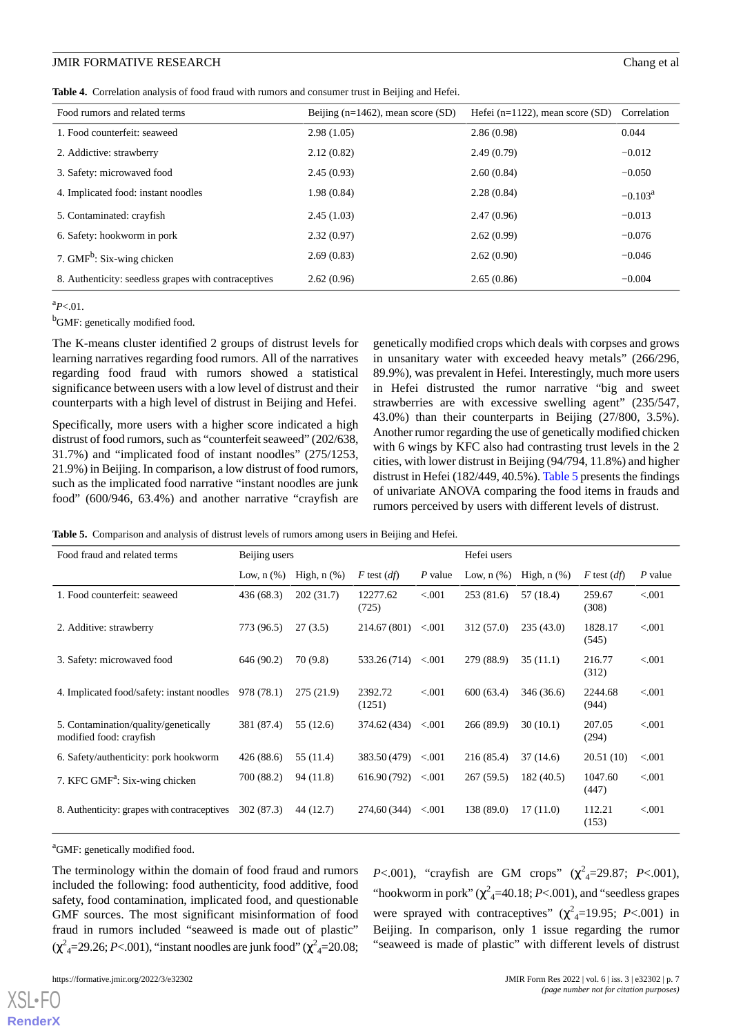**Table 4.** Correlation analysis of food fraud with rumors and consumer trust in Beijing and Hefei.

| Food rumors and related terms | Beijing (n=1462), mean score (SD) | Hefei (n=1122), mean score (SD) | Correlation |
|---|---|---|---|
| 1. Food counterfeit: seaweed | 2.98 (1.05) | 2.86 (0.98) | 0.044 |
| 2. Addictive: strawberry | 2.12 (0.82) | 2.49 (0.79) | −0.012 |
| 3. Safety: microwaved food | 2.45 (0.93) | 2.60 (0.84) | −0.050 |
| 4. Implicated food: instant noodles | 1.98 (0.84) | 2.28 (0.84) | −0.103[a] |
| 5. Contaminated: crayfish | 2.45 (1.03) | 2.47 (0.96) | −0.013 |
| 6. Safety: hookworm in pork | 2.32 (0.97) | 2.62 (0.99) | −0.076 |
| 7. GMF[b]: Six-wing chicken | 2.69 (0.83) | 2.62 (0.90) | −0.046 |
| 8. Authenticity: seedless grapes with contraceptives | 2.62 (0.96) | 2.65 (0.86) | −0.004 |

[a]*P*<.01.

[b]GMF: genetically modified food.

The K-means cluster identified 2 groups of distrust levels for learning narratives regarding food rumors. All of the narratives regarding food fraud with rumors showed a statistical significance between users with a low level of distrust and their counterparts with a high level of distrust in Beijing and Hefei.

Specifically, more users with a higher score indicated a high distrust of food rumors, such as "counterfeit seaweed" (202/638, 31.7%) and "implicated food of instant noodles" (275/1253, 21.9%) in Beijing. In comparison, a low distrust of food rumors, such as the implicated food narrative "instant noodles are junk food" (600/946, 63.4%) and another narrative "crayfish are genetically modified crops which deals with corpses and grows in unsanitary water with exceeded heavy metals" (266/296, 89.9%), was prevalent in Hefei. Interestingly, much more users in Hefei distrusted the rumor narrative "big and sweet strawberries are with excessive swelling agent" (235/547, 43.0%) than their counterparts in Beijing (27/800, 3.5%). Another rumor regarding the use of genetically modified chicken with 6 wings by KFC also had contrasting trust levels in the 2 cities, with lower distrust in Beijing (94/794, 11.8%) and higher distrust in Hefei (182/449, 40.5%). Table 5 presents the findings of univariate ANOVA comparing the food items in frauds and rumors perceived by users with different levels of distrust.

**Table 5.** Comparison and analysis of distrust levels of rumors among users in Beijing and Hefei.

| Food fraud and related terms | Beijing users | | | | Hefei users | | | |
|---|---|---|---|---|---|---|---|---|
| | Low, n (%) | High, n (%) | *F* test (*df*) | *P* value | Low, n (%) | High, n (%) | *F* test (*df*) | *P* value |
| 1. Food counterfeit: seaweed | 436 (68.3) | 202 (31.7) | 12277.62 (725) | <.001 | 253 (81.6) | 57 (18.4) | 259.67 (308) | <.001 |
| 2. Additive: strawberry | 773 (96.5) | 27 (3.5) | 214.67 (801) | <.001 | 312 (57.0) | 235 (43.0) | 1828.17 (545) | <.001 |
| 3. Safety: microwaved food | 646 (90.2) | 70 (9.8) | 533.26 (714) | <.001 | 279 (88.9) | 35 (11.1) | 216.77 (312) | <.001 |
| 4. Implicated food/safety: instant noodles | 978 (78.1) | 275 (21.9) | 2392.72 (1251) | <.001 | 600 (63.4) | 346 (36.6) | 2244.68 (944) | <.001 |
| 5. Contamination/quality/genetically modified food: crayfish | 381 (87.4) | 55 (12.6) | 374.62 (434) | <.001 | 266 (89.9) | 30 (10.1) | 207.05 (294) | <.001 |
| 6. Safety/authenticity: pork hookworm | 426 (88.6) | 55 (11.4) | 383.50 (479) | <.001 | 216 (85.4) | 37 (14.6) | 20.51 (10) | <.001 |
| 7. KFC GMF[a]: Six-wing chicken | 700 (88.2) | 94 (11.8) | 616.90 (792) | <.001 | 267 (59.5) | 182 (40.5) | 1047.60 (447) | <.001 |
| 8. Authenticity: grapes with contraceptives | 302 (87.3) | 44 (12.7) | 274,60 (344) | <.001 | 138 (89.0) | 17 (11.0) | 112.21 (153) | <.001 |

[a]GMF: genetically modified food.

The terminology within the domain of food fraud and rumors included the following: food authenticity, food additive, food safety, food contamination, implicated food, and questionable GMF sources. The most significant misinformation of food fraud in rumors included "seaweed is made out of plastic" ($\chi^2_4$=29.26; *P*<.001), "instant noodles are junk food" ($\chi^2_4$=20.08; *P*<.001), "crayfish are GM crops" ($\chi^2_4$=29.87; *P*<.001), "hookworm in pork" ($\chi^2_4$=40.18; *P*<.001), and "seedless grapes were sprayed with contraceptives" ($\chi^2_4$=19.95; *P*<.001) in Beijing. In comparison, only 1 issue regarding the rumor "seaweed is made of plastic" with different levels of distrust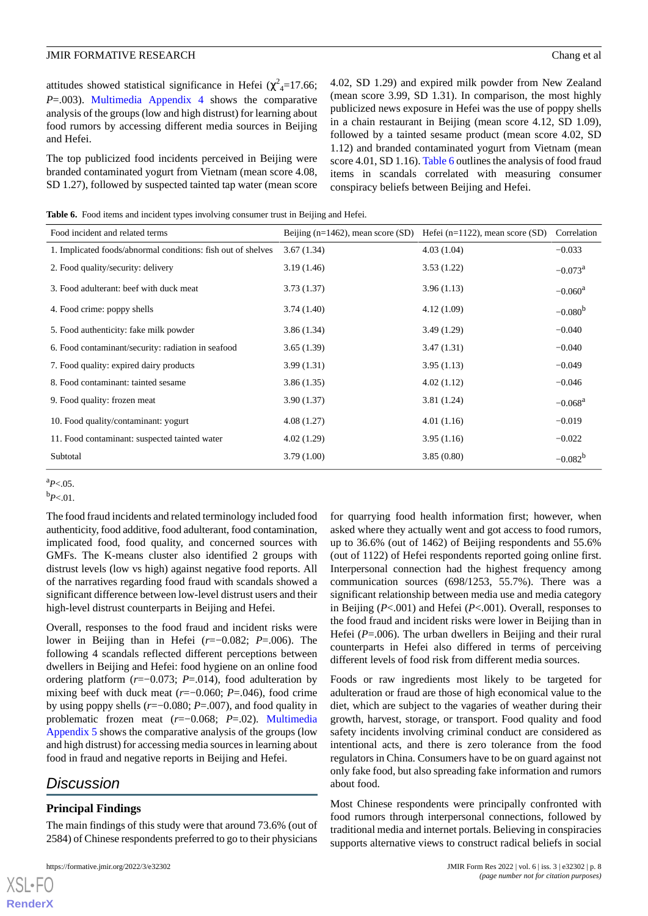attitudes showed statistical significance in Hefei ($\chi^2_4$=17.66; $P$=.003). Multimedia Appendix 4 shows the comparative analysis of the groups (low and high distrust) for learning about food rumors by accessing different media sources in Beijing and Hefei.

The top publicized food incidents perceived in Beijing were branded contaminated yogurt from Vietnam (mean score 4.08, SD 1.27), followed by suspected tainted tap water (mean score 4.02, SD 1.29) and expired milk powder from New Zealand (mean score 3.99, SD 1.31). In comparison, the most highly publicized news exposure in Hefei was the use of poppy shells in a chain restaurant in Beijing (mean score 4.12, SD 1.09), followed by a tainted sesame product (mean score 4.02, SD 1.12) and branded contaminated yogurt from Vietnam (mean score 4.01, SD 1.16). Table 6 outlines the analysis of food fraud items in scandals correlated with measuring consumer conspiracy beliefs between Beijing and Hefei.

**Table 6.** Food items and incident types involving consumer trust in Beijing and Hefei.

| Food incident and related terms | Beijing (n=1462), mean score (SD) | Hefei (n=1122), mean score (SD) | Correlation |
|---|---|---|---|
| 1. Implicated foods/abnormal conditions: fish out of shelves | 3.67 (1.34) | 4.03 (1.04) | −0.033 |
| 2. Food quality/security: delivery | 3.19 (1.46) | 3.53 (1.22) | −0.073[a] |
| 3. Food adulterant: beef with duck meat | 3.73 (1.37) | 3.96 (1.13) | −0.060[a] |
| 4. Food crime: poppy shells | 3.74 (1.40) | 4.12 (1.09) | −0.080[b] |
| 5. Food authenticity: fake milk powder | 3.86 (1.34) | 3.49 (1.29) | −0.040 |
| 6. Food contaminant/security: radiation in seafood | 3.65 (1.39) | 3.47 (1.31) | −0.040 |
| 7. Food quality: expired dairy products | 3.99 (1.31) | 3.95 (1.13) | −0.049 |
| 8. Food contaminant: tainted sesame | 3.86 (1.35) | 4.02 (1.12) | −0.046 |
| 9. Food quality: frozen meat | 3.90 (1.37) | 3.81 (1.24) | −0.068[a] |
| 10. Food quality/contaminant: yogurt | 4.08 (1.27) | 4.01 (1.16) | −0.019 |
| 11. Food contaminant: suspected tainted water | 4.02 (1.29) | 3.95 (1.16) | −0.022 |
| Subtotal | 3.79 (1.00) | 3.85 (0.80) | −0.082[b] |

[a] $P$<.05.

[b] $P$<.01.

The food fraud incidents and related terminology included food authenticity, food additive, food adulterant, food contamination, implicated food, food quality, and concerned sources with GMFs. The K-means cluster also identified 2 groups with distrust levels (low vs high) against negative food reports. All of the narratives regarding food fraud with scandals showed a significant difference between low-level distrust users and their high-level distrust counterparts in Beijing and Hefei.

Overall, responses to the food fraud and incident risks were lower in Beijing than in Hefei ($r$=−0.082; $P$=.006). The following 4 scandals reflected different perceptions between dwellers in Beijing and Hefei: food hygiene on an online food ordering platform ($r$=−0.073; $P$=.014), food adulteration by mixing beef with duck meat ($r$=−0.060; $P$=.046), food crime by using poppy shells ($r$=−0.080; $P$=.007), and food quality in problematic frozen meat ($r$=−0.068; $P$=.02). Multimedia Appendix 5 shows the comparative analysis of the groups (low and high distrust) for accessing media sources in learning about food in fraud and negative reports in Beijing and Hefei.

## Discussion

### Principal Findings

The main findings of this study were that around 73.6% (out of 2584) of Chinese respondents preferred to go to their physicians for quarrying food health information first; however, when asked where they actually went and got access to food rumors, up to 36.6% (out of 1462) of Beijing respondents and 55.6% (out of 1122) of Hefei respondents reported going online first. Interpersonal connection had the highest frequency among communication sources (698/1253, 55.7%). There was a significant relationship between media use and media category in Beijing ($P$<.001) and Hefei ($P$<.001). Overall, responses to the food fraud and incident risks were lower in Beijing than in Hefei ($P$=.006). The urban dwellers in Beijing and their rural counterparts in Hefei also differed in terms of perceiving different levels of food risk from different media sources.

Foods or raw ingredients most likely to be targeted for adulteration or fraud are those of high economical value to the diet, which are subject to the vagaries of weather during their growth, harvest, storage, or transport. Food quality and food safety incidents involving criminal conduct are considered as intentional acts, and there is zero tolerance from the food regulators in China. Consumers have to be on guard against not only fake food, but also spreading fake information and rumors about food.

Most Chinese respondents were principally confronted with food rumors through interpersonal connections, followed by traditional media and internet portals. Believing in conspiracies supports alternative views to construct radical beliefs in social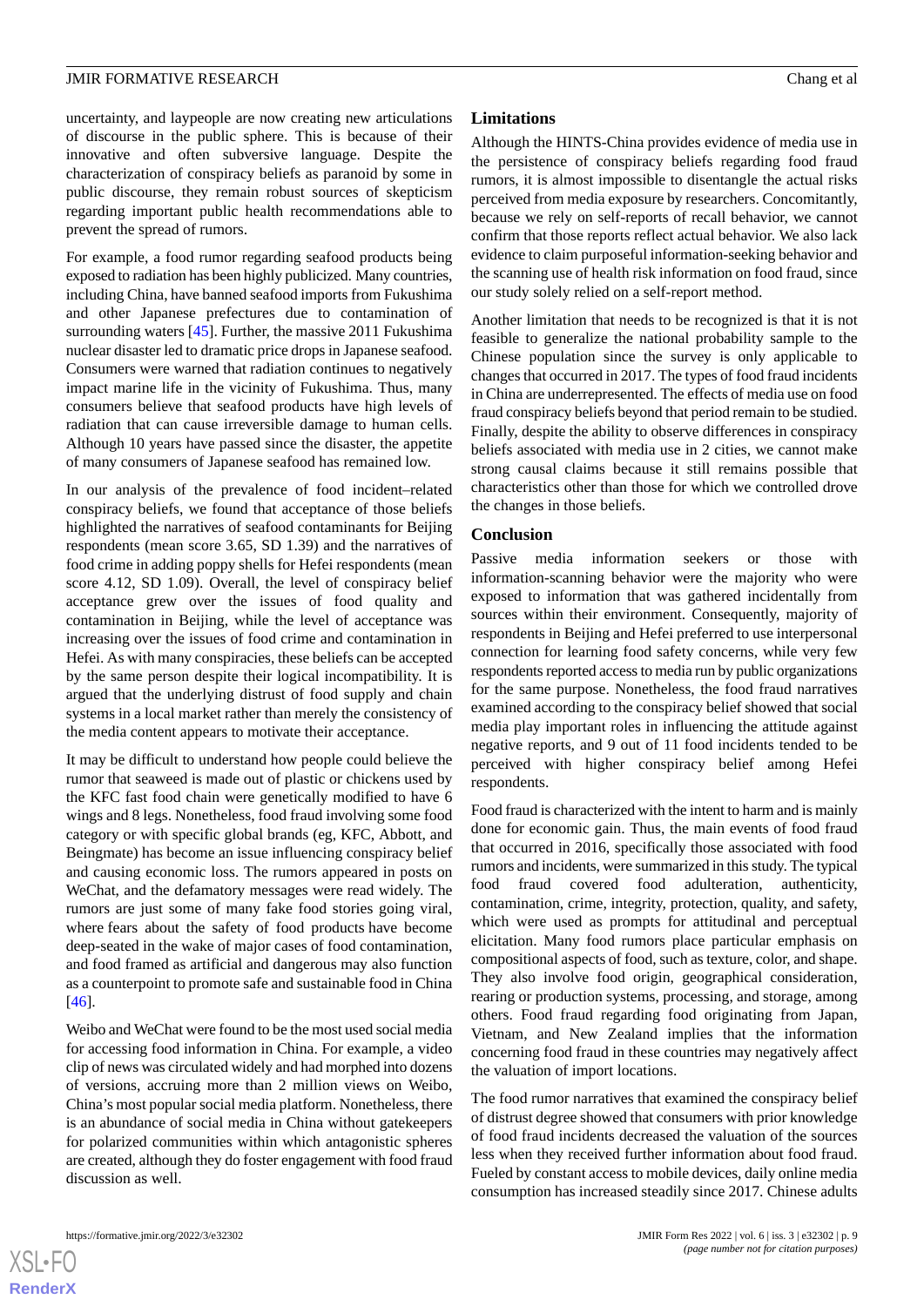uncertainty, and laypeople are now creating new articulations of discourse in the public sphere. This is because of their innovative and often subversive language. Despite the characterization of conspiracy beliefs as paranoid by some in public discourse, they remain robust sources of skepticism regarding important public health recommendations able to prevent the spread of rumors.

For example, a food rumor regarding seafood products being exposed to radiation has been highly publicized. Many countries, including China, have banned seafood imports from Fukushima and other Japanese prefectures due to contamination of surrounding waters [45]. Further, the massive 2011 Fukushima nuclear disaster led to dramatic price drops in Japanese seafood. Consumers were warned that radiation continues to negatively impact marine life in the vicinity of Fukushima. Thus, many consumers believe that seafood products have high levels of radiation that can cause irreversible damage to human cells. Although 10 years have passed since the disaster, the appetite of many consumers of Japanese seafood has remained low.

In our analysis of the prevalence of food incident–related conspiracy beliefs, we found that acceptance of those beliefs highlighted the narratives of seafood contaminants for Beijing respondents (mean score 3.65, SD 1.39) and the narratives of food crime in adding poppy shells for Hefei respondents (mean score 4.12, SD 1.09). Overall, the level of conspiracy belief acceptance grew over the issues of food quality and contamination in Beijing, while the level of acceptance was increasing over the issues of food crime and contamination in Hefei. As with many conspiracies, these beliefs can be accepted by the same person despite their logical incompatibility. It is argued that the underlying distrust of food supply and chain systems in a local market rather than merely the consistency of the media content appears to motivate their acceptance.

It may be difficult to understand how people could believe the rumor that seaweed is made out of plastic or chickens used by the KFC fast food chain were genetically modified to have 6 wings and 8 legs. Nonetheless, food fraud involving some food category or with specific global brands (eg, KFC, Abbott, and Beingmate) has become an issue influencing conspiracy belief and causing economic loss. The rumors appeared in posts on WeChat, and the defamatory messages were read widely. The rumors are just some of many fake food stories going viral, where fears about the safety of food products have become deep-seated in the wake of major cases of food contamination, and food framed as artificial and dangerous may also function as a counterpoint to promote safe and sustainable food in China [46].

Weibo and WeChat were found to be the most used social media for accessing food information in China. For example, a video clip of news was circulated widely and had morphed into dozens of versions, accruing more than 2 million views on Weibo, China's most popular social media platform. Nonetheless, there is an abundance of social media in China without gatekeepers for polarized communities within which antagonistic spheres are created, although they do foster engagement with food fraud discussion as well.

## Limitations

Although the HINTS-China provides evidence of media use in the persistence of conspiracy beliefs regarding food fraud rumors, it is almost impossible to disentangle the actual risks perceived from media exposure by researchers. Concomitantly, because we rely on self-reports of recall behavior, we cannot confirm that those reports reflect actual behavior. We also lack evidence to claim purposeful information-seeking behavior and the scanning use of health risk information on food fraud, since our study solely relied on a self-report method.

Another limitation that needs to be recognized is that it is not feasible to generalize the national probability sample to the Chinese population since the survey is only applicable to changes that occurred in 2017. The types of food fraud incidents in China are underrepresented. The effects of media use on food fraud conspiracy beliefs beyond that period remain to be studied. Finally, despite the ability to observe differences in conspiracy beliefs associated with media use in 2 cities, we cannot make strong causal claims because it still remains possible that characteristics other than those for which we controlled drove the changes in those beliefs.

## Conclusion

Passive media information seekers or those with information-scanning behavior were the majority who were exposed to information that was gathered incidentally from sources within their environment. Consequently, majority of respondents in Beijing and Hefei preferred to use interpersonal connection for learning food safety concerns, while very few respondents reported access to media run by public organizations for the same purpose. Nonetheless, the food fraud narratives examined according to the conspiracy belief showed that social media play important roles in influencing the attitude against negative reports, and 9 out of 11 food incidents tended to be perceived with higher conspiracy belief among Hefei respondents.

Food fraud is characterized with the intent to harm and is mainly done for economic gain. Thus, the main events of food fraud that occurred in 2016, specifically those associated with food rumors and incidents, were summarized in this study. The typical food fraud covered food adulteration, authenticity, contamination, crime, integrity, protection, quality, and safety, which were used as prompts for attitudinal and perceptual elicitation. Many food rumors place particular emphasis on compositional aspects of food, such as texture, color, and shape. They also involve food origin, geographical consideration, rearing or production systems, processing, and storage, among others. Food fraud regarding food originating from Japan, Vietnam, and New Zealand implies that the information concerning food fraud in these countries may negatively affect the valuation of import locations.

The food rumor narratives that examined the conspiracy belief of distrust degree showed that consumers with prior knowledge of food fraud incidents decreased the valuation of the sources less when they received further information about food fraud. Fueled by constant access to mobile devices, daily online media consumption has increased steadily since 2017. Chinese adults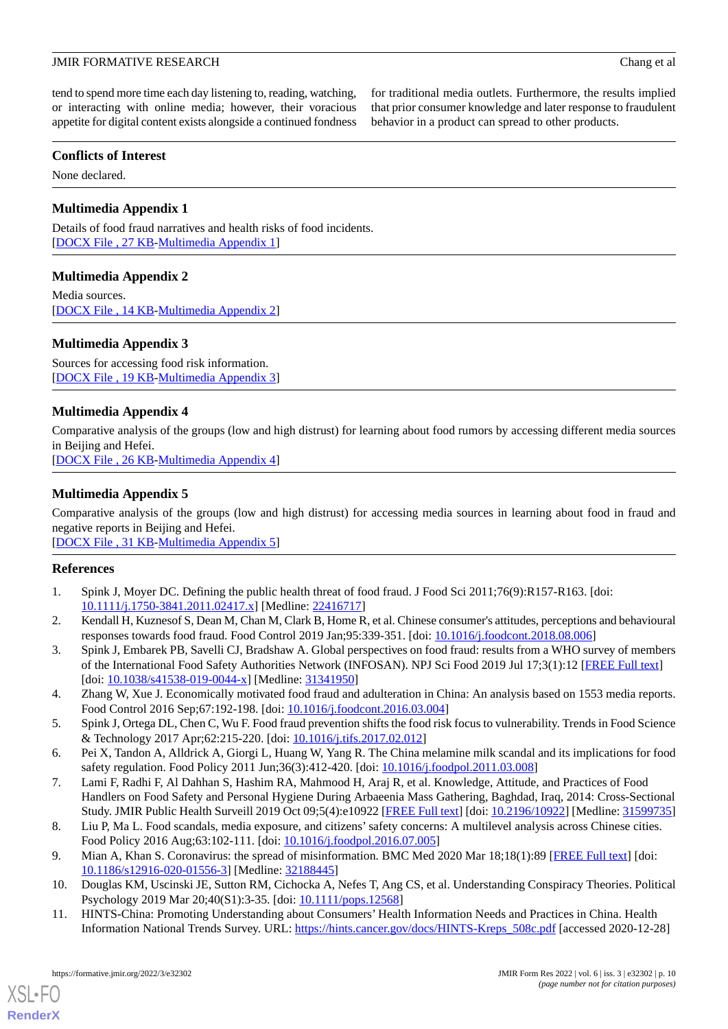tend to spend more time each day listening to, reading, watching, or interacting with online media; however, their voracious appetite for digital content exists alongside a continued fondness for traditional media outlets. Furthermore, the results implied that prior consumer knowledge and later response to fraudulent behavior in a product can spread to other products.

## Conflicts of Interest

None declared.

## Multimedia Appendix 1

Details of food fraud narratives and health risks of food incidents.
[DOCX File , 27 KB-Multimedia Appendix 1]

## Multimedia Appendix 2

Media sources.
[DOCX File , 14 KB-Multimedia Appendix 2]

## Multimedia Appendix 3

Sources for accessing food risk information.
[DOCX File , 19 KB-Multimedia Appendix 3]

## Multimedia Appendix 4

Comparative analysis of the groups (low and high distrust) for learning about food rumors by accessing different media sources in Beijing and Hefei.
[DOCX File , 26 KB-Multimedia Appendix 4]

## Multimedia Appendix 5

Comparative analysis of the groups (low and high distrust) for accessing media sources in learning about food in fraud and negative reports in Beijing and Hefei.
[DOCX File , 31 KB-Multimedia Appendix 5]

## References

1. Spink J, Moyer DC. Defining the public health threat of food fraud. J Food Sci 2011;76(9):R157-R163. [doi: 10.1111/j.1750-3841.2011.02417.x] [Medline: 22416717]
2. Kendall H, Kuznesof S, Dean M, Chan M, Clark B, Home R, et al. Chinese consumer's attitudes, perceptions and behavioural responses towards food fraud. Food Control 2019 Jan;95:339-351. [doi: 10.1016/j.foodcont.2018.08.006]
3. Spink J, Embarek PB, Savelli CJ, Bradshaw A. Global perspectives on food fraud: results from a WHO survey of members of the International Food Safety Authorities Network (INFOSAN). NPJ Sci Food 2019 Jul 17;3(1):12 [FREE Full text] [doi: 10.1038/s41538-019-0044-x] [Medline: 31341950]
4. Zhang W, Xue J. Economically motivated food fraud and adulteration in China: An analysis based on 1553 media reports. Food Control 2016 Sep;67:192-198. [doi: 10.1016/j.foodcont.2016.03.004]
5. Spink J, Ortega DL, Chen C, Wu F. Food fraud prevention shifts the food risk focus to vulnerability. Trends in Food Science & Technology 2017 Apr;62:215-220. [doi: 10.1016/j.tifs.2017.02.012]
6. Pei X, Tandon A, Alldrick A, Giorgi L, Huang W, Yang R. The China melamine milk scandal and its implications for food safety regulation. Food Policy 2011 Jun;36(3):412-420. [doi: 10.1016/j.foodpol.2011.03.008]
7. Lami F, Radhi F, Al Dahhan S, Hashim RA, Mahmood H, Araj R, et al. Knowledge, Attitude, and Practices of Food Handlers on Food Safety and Personal Hygiene During Arbaeenia Mass Gathering, Baghdad, Iraq, 2014: Cross-Sectional Study. JMIR Public Health Surveill 2019 Oct 09;5(4):e10922 [FREE Full text] [doi: 10.2196/10922] [Medline: 31599735]
8. Liu P, Ma L. Food scandals, media exposure, and citizens' safety concerns: A multilevel analysis across Chinese cities. Food Policy 2016 Aug;63:102-111. [doi: 10.1016/j.foodpol.2016.07.005]
9. Mian A, Khan S. Coronavirus: the spread of misinformation. BMC Med 2020 Mar 18;18(1):89 [FREE Full text] [doi: 10.1186/s12916-020-01556-3] [Medline: 32188445]
10. Douglas KM, Uscinski JE, Sutton RM, Cichocka A, Nefes T, Ang CS, et al. Understanding Conspiracy Theories. Political Psychology 2019 Mar 20;40(S1):3-35. [doi: 10.1111/pops.12568]
11. HINTS-China: Promoting Understanding about Consumers' Health Information Needs and Practices in China. Health Information National Trends Survey. URL: https://hints.cancer.gov/docs/HINTS-Kreps_508c.pdf [accessed 2020-12-28]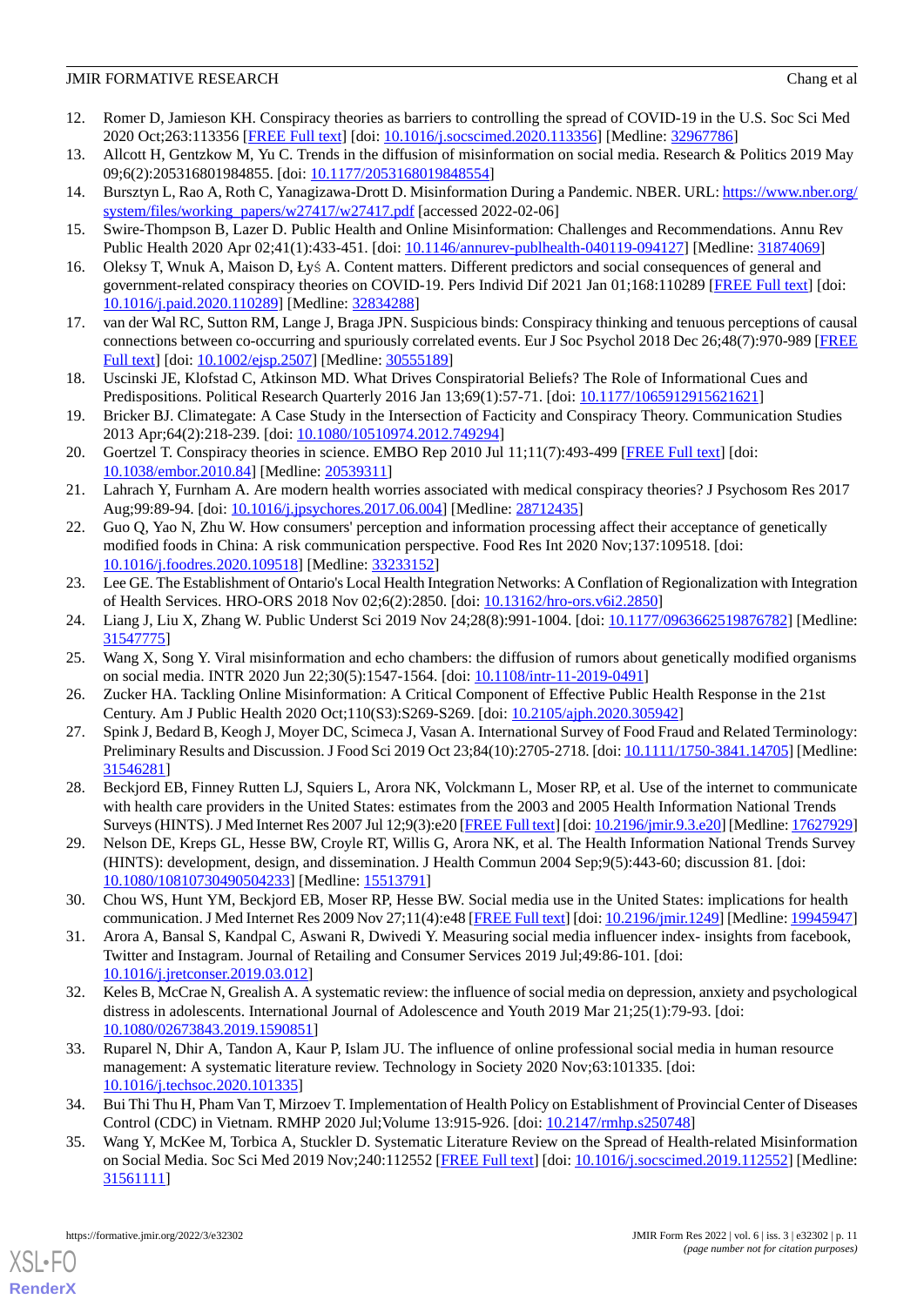12. Romer D, Jamieson KH. Conspiracy theories as barriers to controlling the spread of COVID-19 in the U.S. Soc Sci Med 2020 Oct;263:113356 [FREE Full text] [doi: 10.1016/j.socscimed.2020.113356] [Medline: 32967786]
13. Allcott H, Gentzkow M, Yu C. Trends in the diffusion of misinformation on social media. Research & Politics 2019 May 09;6(2):205316801984855. [doi: 10.1177/2053168019848554]
14. Bursztyn L, Rao A, Roth C, Yanagizawa-Drott D. Misinformation During a Pandemic. NBER. URL: https://www.nber.org/system/files/working_papers/w27417/w27417.pdf [accessed 2022-02-06]
15. Swire-Thompson B, Lazer D. Public Health and Online Misinformation: Challenges and Recommendations. Annu Rev Public Health 2020 Apr 02;41(1):433-451. [doi: 10.1146/annurev-publhealth-040119-094127] [Medline: 31874069]
16. Oleksy T, Wnuk A, Maison D, Łyś A. Content matters. Different predictors and social consequences of general and government-related conspiracy theories on COVID-19. Pers Individ Dif 2021 Jan 01;168:110289 [FREE Full text] [doi: 10.1016/j.paid.2020.110289] [Medline: 32834288]
17. van der Wal RC, Sutton RM, Lange J, Braga JPN. Suspicious binds: Conspiracy thinking and tenuous perceptions of causal connections between co-occurring and spuriously correlated events. Eur J Soc Psychol 2018 Dec 26;48(7):970-989 [FREE Full text] [doi: 10.1002/ejsp.2507] [Medline: 30555189]
18. Uscinski JE, Klofstad C, Atkinson MD. What Drives Conspiratorial Beliefs? The Role of Informational Cues and Predispositions. Political Research Quarterly 2016 Jan 13;69(1):57-71. [doi: 10.1177/1065912915621621]
19. Bricker BJ. Climategate: A Case Study in the Intersection of Facticity and Conspiracy Theory. Communication Studies 2013 Apr;64(2):218-239. [doi: 10.1080/10510974.2012.749294]
20. Goertzel T. Conspiracy theories in science. EMBO Rep 2010 Jul 11;11(7):493-499 [FREE Full text] [doi: 10.1038/embor.2010.84] [Medline: 20539311]
21. Lahrach Y, Furnham A. Are modern health worries associated with medical conspiracy theories? J Psychosom Res 2017 Aug;99:89-94. [doi: 10.1016/j.jpsychores.2017.06.004] [Medline: 28712435]
22. Guo Q, Yao N, Zhu W. How consumers' perception and information processing affect their acceptance of genetically modified foods in China: A risk communication perspective. Food Res Int 2020 Nov;137:109518. [doi: 10.1016/j.foodres.2020.109518] [Medline: 33233152]
23. Lee GE. The Establishment of Ontario's Local Health Integration Networks: A Conflation of Regionalization with Integration of Health Services. HRO-ORS 2018 Nov 02;6(2):2850. [doi: 10.13162/hro-ors.v6i2.2850]
24. Liang J, Liu X, Zhang W. Public Underst Sci 2019 Nov 24;28(8):991-1004. [doi: 10.1177/0963662519876782] [Medline: 31547775]
25. Wang X, Song Y. Viral misinformation and echo chambers: the diffusion of rumors about genetically modified organisms on social media. INTR 2020 Jun 22;30(5):1547-1564. [doi: 10.1108/intr-11-2019-0491]
26. Zucker HA. Tackling Online Misinformation: A Critical Component of Effective Public Health Response in the 21st Century. Am J Public Health 2020 Oct;110(S3):S269-S269. [doi: 10.2105/ajph.2020.305942]
27. Spink J, Bedard B, Keogh J, Moyer DC, Scimeca J, Vasan A. International Survey of Food Fraud and Related Terminology: Preliminary Results and Discussion. J Food Sci 2019 Oct 23;84(10):2705-2718. [doi: 10.1111/1750-3841.14705] [Medline: 31546281]
28. Beckjord EB, Finney Rutten LJ, Squiers L, Arora NK, Volckmann L, Moser RP, et al. Use of the internet to communicate with health care providers in the United States: estimates from the 2003 and 2005 Health Information National Trends Surveys (HINTS). J Med Internet Res 2007 Jul 12;9(3):e20 [FREE Full text] [doi: 10.2196/jmir.9.3.e20] [Medline: 17627929]
29. Nelson DE, Kreps GL, Hesse BW, Croyle RT, Willis G, Arora NK, et al. The Health Information National Trends Survey (HINTS): development, design, and dissemination. J Health Commun 2004 Sep;9(5):443-60; discussion 81. [doi: 10.1080/10810730490504233] [Medline: 15513791]
30. Chou WS, Hunt YM, Beckjord EB, Moser RP, Hesse BW. Social media use in the United States: implications for health communication. J Med Internet Res 2009 Nov 27;11(4):e48 [FREE Full text] [doi: 10.2196/jmir.1249] [Medline: 19945947]
31. Arora A, Bansal S, Kandpal C, Aswani R, Dwivedi Y. Measuring social media influencer index- insights from facebook, Twitter and Instagram. Journal of Retailing and Consumer Services 2019 Jul;49:86-101. [doi: 10.1016/j.jretconser.2019.03.012]
32. Keles B, McCrae N, Grealish A. A systematic review: the influence of social media on depression, anxiety and psychological distress in adolescents. International Journal of Adolescence and Youth 2019 Mar 21;25(1):79-93. [doi: 10.1080/02673843.2019.1590851]
33. Ruparel N, Dhir A, Tandon A, Kaur P, Islam JU. The influence of online professional social media in human resource management: A systematic literature review. Technology in Society 2020 Nov;63:101335. [doi: 10.1016/j.techsoc.2020.101335]
34. Bui Thi Thu H, Pham Van T, Mirzoev T. Implementation of Health Policy on Establishment of Provincial Center of Diseases Control (CDC) in Vietnam. RMHP 2020 Jul;Volume 13:915-926. [doi: 10.2147/rmhp.s250748]
35. Wang Y, McKee M, Torbica A, Stuckler D. Systematic Literature Review on the Spread of Health-related Misinformation on Social Media. Soc Sci Med 2019 Nov;240:112552 [FREE Full text] [doi: 10.1016/j.socscimed.2019.112552] [Medline: 31561111]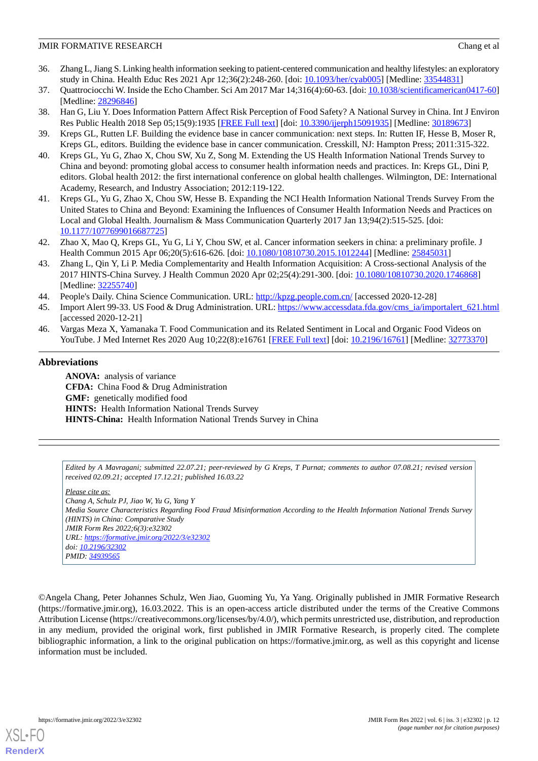36. Zhang L, Jiang S. Linking health information seeking to patient-centered communication and healthy lifestyles: an exploratory study in China. Health Educ Res 2021 Apr 12;36(2):248-260. [doi: 10.1093/her/cyab005] [Medline: 33544831]
37. Quattrociocchi W. Inside the Echo Chamber. Sci Am 2017 Mar 14;316(4):60-63. [doi: 10.1038/scientificamerican0417-60] [Medline: 28296846]
38. Han G, Liu Y. Does Information Pattern Affect Risk Perception of Food Safety? A National Survey in China. Int J Environ Res Public Health 2018 Sep 05;15(9):1935 [FREE Full text] [doi: 10.3390/ijerph15091935] [Medline: 30189673]
39. Kreps GL, Rutten LF. Building the evidence base in cancer communication: next steps. In: Rutten IF, Hesse B, Moser R, Kreps GL, editors. Building the evidence base in cancer communication. Cresskill, NJ: Hampton Press; 2011:315-322.
40. Kreps GL, Yu G, Zhao X, Chou SW, Xu Z, Song M. Extending the US Health Information National Trends Survey to China and beyond: promoting global access to consumer health information needs and practices. In: Kreps GL, Dini P, editors. Global health 2012: the first international conference on global health challenges. Wilmington, DE: International Academy, Research, and Industry Association; 2012:119-122.
41. Kreps GL, Yu G, Zhao X, Chou SW, Hesse B. Expanding the NCI Health Information National Trends Survey From the United States to China and Beyond: Examining the Influences of Consumer Health Information Needs and Practices on Local and Global Health. Journalism & Mass Communication Quarterly 2017 Jan 13;94(2):515-525. [doi: 10.1177/1077699016687725]
42. Zhao X, Mao Q, Kreps GL, Yu G, Li Y, Chou SW, et al. Cancer information seekers in china: a preliminary profile. J Health Commun 2015 Apr 06;20(5):616-626. [doi: 10.1080/10810730.2015.1012244] [Medline: 25845031]
43. Zhang L, Qin Y, Li P. Media Complementarity and Health Information Acquisition: A Cross-sectional Analysis of the 2017 HINTS-China Survey. J Health Commun 2020 Apr 02;25(4):291-300. [doi: 10.1080/10810730.2020.1746868] [Medline: 32255740]
44. People's Daily. China Science Communication. URL: http://kpzg.people.com.cn/ [accessed 2020-12-28]
45. Import Alert 99-33. US Food & Drug Administration. URL: https://www.accessdata.fda.gov/cms_ia/importalert_621.html [accessed 2020-12-21]
46. Vargas Meza X, Yamanaka T. Food Communication and its Related Sentiment in Local and Organic Food Videos on YouTube. J Med Internet Res 2020 Aug 10;22(8):e16761 [FREE Full text] [doi: 10.2196/16761] [Medline: 32773370]

## Abbreviations

**ANOVA:** analysis of variance
**CFDA:** China Food & Drug Administration
**GMF:** genetically modified food
**HINTS:** Health Information National Trends Survey
**HINTS-China:** Health Information National Trends Survey in China

*Edited by A Mavragani; submitted 22.07.21; peer-reviewed by G Kreps, T Purnat; comments to author 07.08.21; revised version received 02.09.21; accepted 17.12.21; published 16.03.22*

*Please cite as:*
*Chang A, Schulz PJ, Jiao W, Yu G, Yang Y*
*Media Source Characteristics Regarding Food Fraud Misinformation According to the Health Information National Trends Survey (HINTS) in China: Comparative Study*
*JMIR Form Res 2022;6(3):e32302*
*URL: https://formative.jmir.org/2022/3/e32302*
*doi: 10.2196/32302*
*PMID: 34939565*

©Angela Chang, Peter Johannes Schulz, Wen Jiao, Guoming Yu, Ya Yang. Originally published in JMIR Formative Research (https://formative.jmir.org), 16.03.2022. This is an open-access article distributed under the terms of the Creative Commons Attribution License (https://creativecommons.org/licenses/by/4.0/), which permits unrestricted use, distribution, and reproduction in any medium, provided the original work, first published in JMIR Formative Research, is properly cited. The complete bibliographic information, a link to the original publication on https://formative.jmir.org, as well as this copyright and license information must be included.